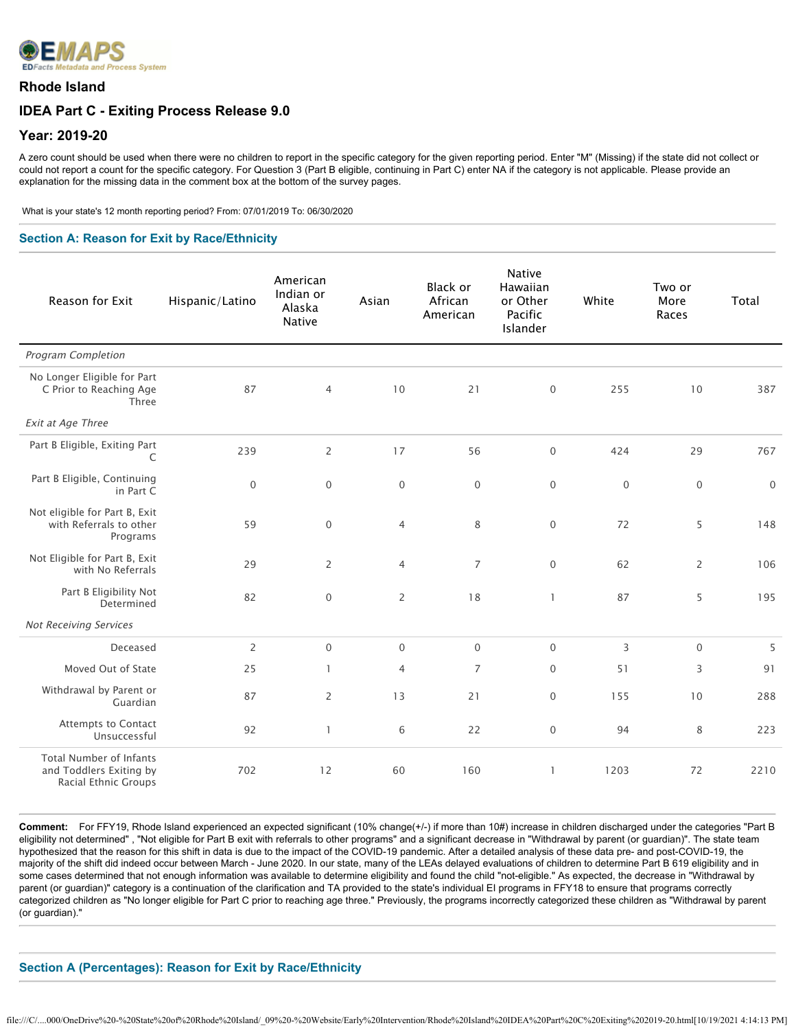EMAPS
EDFacts Metadata and Process System

## Rhode Island

## IDEA Part C - Exiting Process Release 9.0

## Year: 2019-20

A zero count should be used when there were no children to report in the specific category for the given reporting period. Enter "M" (Missing) if the state did not collect or could not report a count for the specific category. For Question 3 (Part B eligible, continuing in Part C) enter NA if the category is not applicable. Please provide an explanation for the missing data in the comment box at the bottom of the survey pages.

What is your state's 12 month reporting period? From: 07/01/2019 To: 06/30/2020

### Section A: Reason for Exit by Race/Ethnicity

| Reason for Exit | Hispanic/Latino | American Indian or Alaska Native | Asian | Black or African American | Native Hawaiian or Other Pacific Islander | White | Two or More Races | Total |
|---|---|---|---|---|---|---|---|---|
| *Program Completion* | | | | | | | | |
| No Longer Eligible for Part C Prior to Reaching Age Three | 87 | 4 | 10 | 21 | 0 | 255 | 10 | 387 |
| *Exit at Age Three* | | | | | | | | |
| Part B Eligible, Exiting Part C | 239 | 2 | 17 | 56 | 0 | 424 | 29 | 767 |
| Part B Eligible, Continuing in Part C | 0 | 0 | 0 | 0 | 0 | 0 | 0 | 0 |
| Not eligible for Part B, Exit with Referrals to other Programs | 59 | 0 | 4 | 8 | 0 | 72 | 5 | 148 |
| Not Eligible for Part B, Exit with No Referrals | 29 | 2 | 4 | 7 | 0 | 62 | 2 | 106 |
| Part B Eligibility Not Determined | 82 | 0 | 2 | 18 | 1 | 87 | 5 | 195 |
| *Not Receiving Services* | | | | | | | | |
| Deceased | 2 | 0 | 0 | 0 | 0 | 3 | 0 | 5 |
| Moved Out of State | 25 | 1 | 4 | 7 | 0 | 51 | 3 | 91 |
| Withdrawal by Parent or Guardian | 87 | 2 | 13 | 21 | 0 | 155 | 10 | 288 |
| Attempts to Contact Unsuccessful | 92 | 1 | 6 | 22 | 0 | 94 | 8 | 223 |
| Total Number of Infants and Toddlers Exiting by Racial Ethnic Groups | 702 | 12 | 60 | 160 | 1 | 1203 | 72 | 2210 |

**Comment:** For FFY19, Rhode Island experienced an expected significant (10% change(+/-) if more than 10#) increase in children discharged under the categories "Part B eligibility not determined" , "Not eligible for Part B exit with referrals to other programs" and a significant decrease in "Withdrawal by parent (or guardian)". The state team hypothesized that the reason for this shift in data is due to the impact of the COVID-19 pandemic. After a detailed analysis of these data pre- and post-COVID-19, the majority of the shift did indeed occur between March - June 2020. In our state, many of the LEAs delayed evaluations of children to determine Part B 619 eligibility and in some cases determined that not enough information was available to determine eligibility and found the child "not-eligible." As expected, the decrease in "Withdrawal by parent (or guardian)" category is a continuation of the clarification and TA provided to the state's individual EI programs in FFY18 to ensure that programs correctly categorized children as "No longer eligible for Part C prior to reaching age three." Previously, the programs incorrectly categorized these children as "Withdrawal by parent (or guardian)."

### Section A (Percentages): Reason for Exit by Race/Ethnicity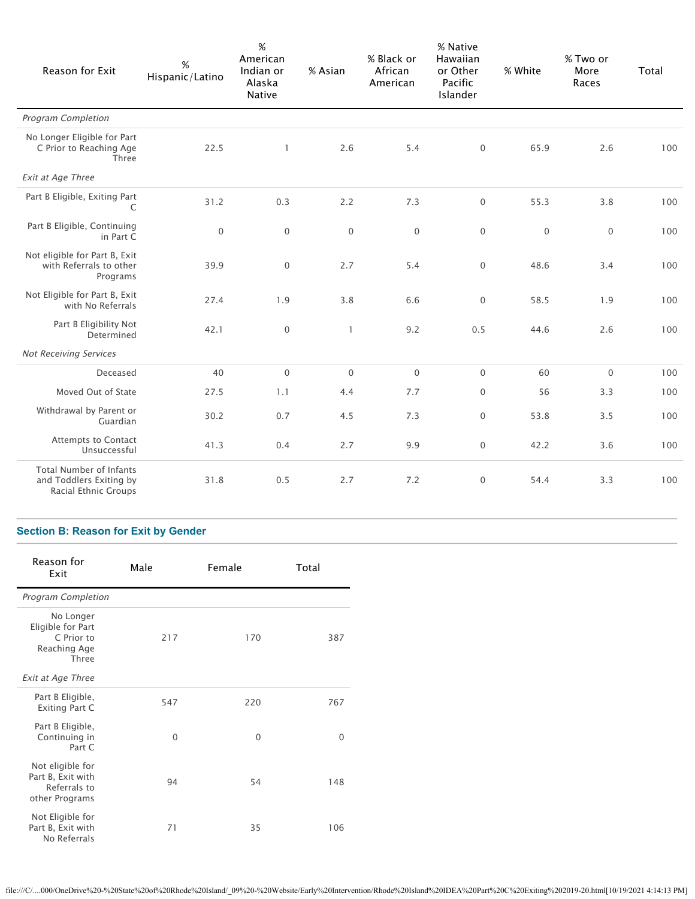| Reason for Exit | % Hispanic/Latino | % American Indian or Alaska Native | % Asian | % Black or African American | % Native Hawaiian or Other Pacific Islander | % White | % Two or More Races | Total |
|---|---|---|---|---|---|---|---|---|
| *Program Completion* | | | | | | | | |
| No Longer Eligible for Part C Prior to Reaching Age Three | 22.5 | 1 | 2.6 | 5.4 | 0 | 65.9 | 2.6 | 100 |
| *Exit at Age Three* | | | | | | | | |
| Part B Eligible, Exiting Part C | 31.2 | 0.3 | 2.2 | 7.3 | 0 | 55.3 | 3.8 | 100 |
| Part B Eligible, Continuing in Part C | 0 | 0 | 0 | 0 | 0 | 0 | 0 | 100 |
| Not eligible for Part B, Exit with Referrals to other Programs | 39.9 | 0 | 2.7 | 5.4 | 0 | 48.6 | 3.4 | 100 |
| Not Eligible for Part B, Exit with No Referrals | 27.4 | 1.9 | 3.8 | 6.6 | 0 | 58.5 | 1.9 | 100 |
| Part B Eligibility Not Determined | 42.1 | 0 | 1 | 9.2 | 0.5 | 44.6 | 2.6 | 100 |
| *Not Receiving Services* | | | | | | | | |
| Deceased | 40 | 0 | 0 | 0 | 0 | 60 | 0 | 100 |
| Moved Out of State | 27.5 | 1.1 | 4.4 | 7.7 | 0 | 56 | 3.3 | 100 |
| Withdrawal by Parent or Guardian | 30.2 | 0.7 | 4.5 | 7.3 | 0 | 53.8 | 3.5 | 100 |
| Attempts to Contact Unsuccessful | 41.3 | 0.4 | 2.7 | 9.9 | 0 | 42.2 | 3.6 | 100 |
| Total Number of Infants and Toddlers Exiting by Racial Ethnic Groups | 31.8 | 0.5 | 2.7 | 7.2 | 0 | 54.4 | 3.3 | 100 |

## Section B: Reason for Exit by Gender

| Reason for Exit | Male | Female | Total |
|---|---|---|---|
| *Program Completion* | | | |
| No Longer Eligible for Part C Prior to Reaching Age Three | 217 | 170 | 387 |
| *Exit at Age Three* | | | |
| Part B Eligible, Exiting Part C | 547 | 220 | 767 |
| Part B Eligible, Continuing in Part C | 0 | 0 | 0 |
| Not eligible for Part B, Exit with Referrals to other Programs | 94 | 54 | 148 |
| Not Eligible for Part B, Exit with No Referrals | 71 | 35 | 106 |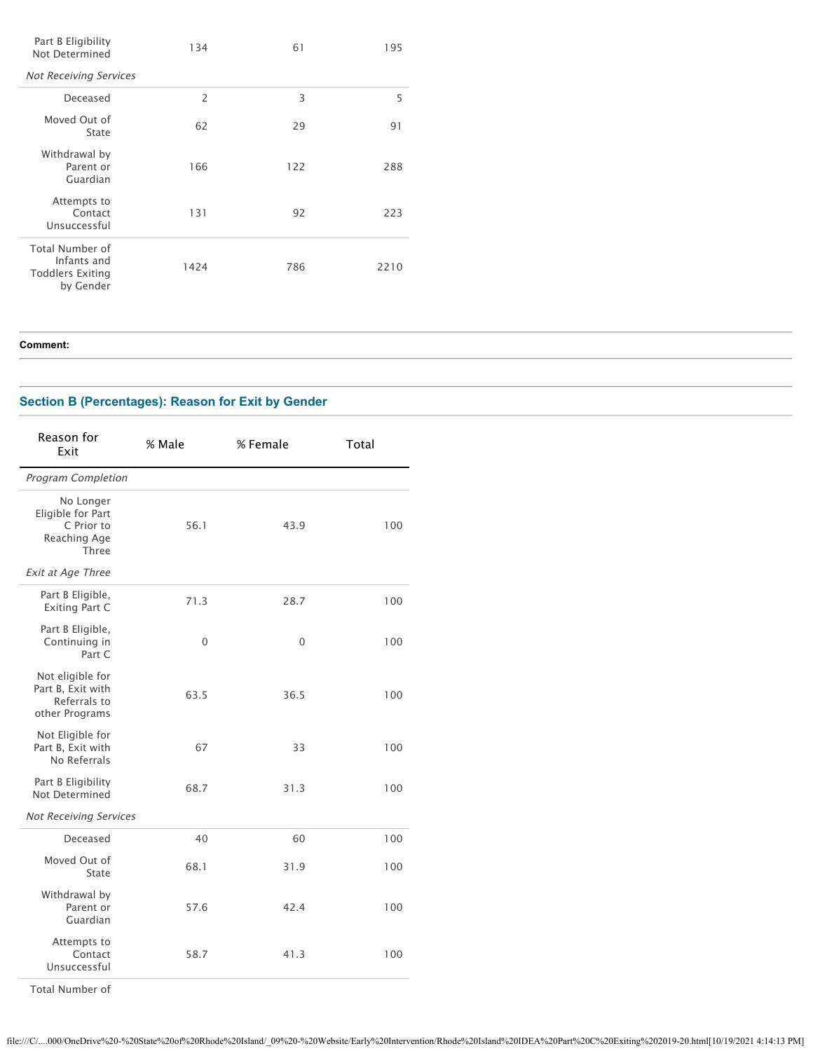| | | | |
|---|---|---|---|
| Part B Eligibility Not Determined | 134 | 61 | 195 |
| *Not Receiving Services* | | | |
| Deceased | 2 | 3 | 5 |
| Moved Out of State | 62 | 29 | 91 |
| Withdrawal by Parent or Guardian | 166 | 122 | 288 |
| Attempts to Contact Unsuccessful | 131 | 92 | 223 |
| Total Number of Infants and Toddlers Exiting by Gender | 1424 | 786 | 2210 |

**Comment:**

## Section B (Percentages): Reason for Exit by Gender

| Reason for Exit | % Male | % Female | Total |
|---|---|---|---|
| *Program Completion* | | | |
| No Longer Eligible for Part C Prior to Reaching Age Three | 56.1 | 43.9 | 100 |
| *Exit at Age Three* | | | |
| Part B Eligible, Exiting Part C | 71.3 | 28.7 | 100 |
| Part B Eligible, Continuing in Part C | 0 | 0 | 100 |
| Not eligible for Part B, Exit with Referrals to other Programs | 63.5 | 36.5 | 100 |
| Not Eligible for Part B, Exit with No Referrals | 67 | 33 | 100 |
| Part B Eligibility Not Determined | 68.7 | 31.3 | 100 |
| *Not Receiving Services* | | | |
| Deceased | 40 | 60 | 100 |
| Moved Out of State | 68.1 | 31.9 | 100 |
| Withdrawal by Parent or Guardian | 57.6 | 42.4 | 100 |
| Attempts to Contact Unsuccessful | 58.7 | 41.3 | 100 |
| Total Number of | | | |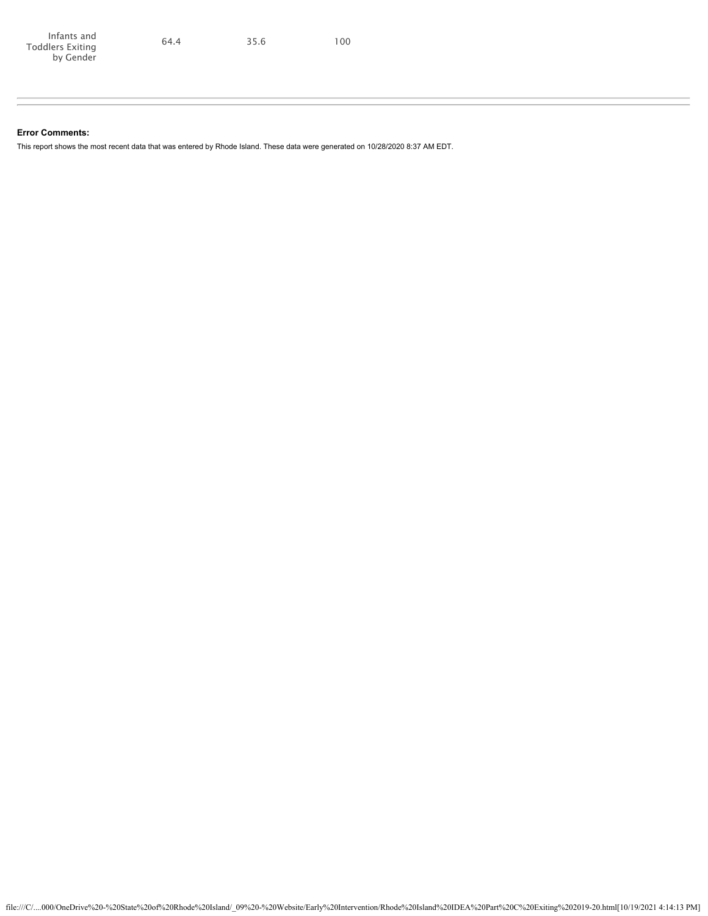| | | | |
|---|---|---|---|
| Infants and Toddlers Exiting by Gender | 64.4 | 35.6 | 100 |

**Error Comments:**

This report shows the most recent data that was entered by Rhode Island. These data were generated on 10/28/2020 8:37 AM EDT.